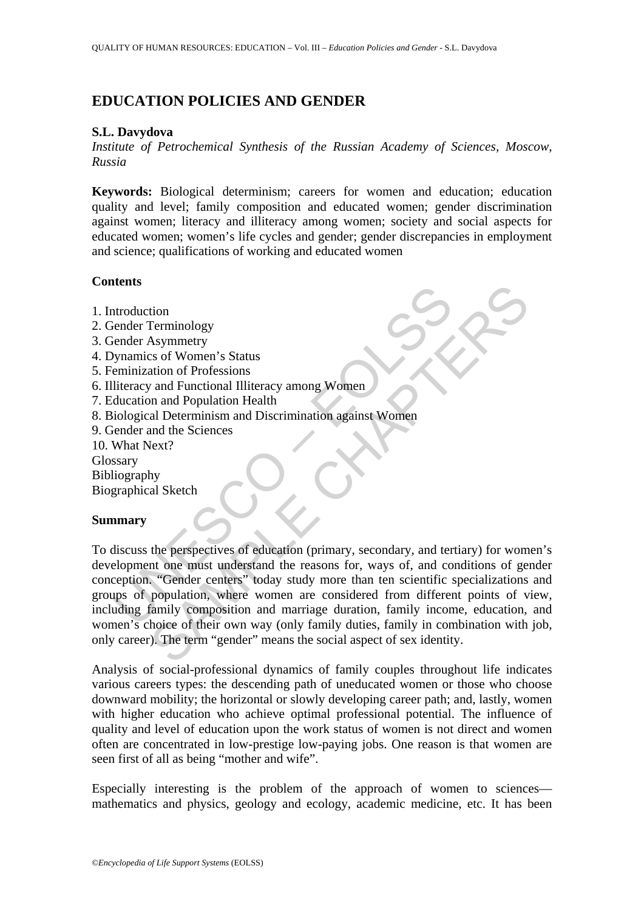# EDUCATION POLICIES AND GENDER

**S.L. Davydova**

*Institute of Petrochemical Synthesis of the Russian Academy of Sciences, Moscow, Russia*

**Keywords:** Biological determinism; careers for women and education; education quality and level; family composition and educated women; gender discrimination against women; literacy and illiteracy among women; society and social aspects for educated women; women's life cycles and gender; gender discrepancies in employment and science; qualifications of working and educated women

## Contents

1. Introduction
2. Gender Terminology
3. Gender Asymmetry
4. Dynamics of Women's Status
5. Feminization of Professions
6. Illiteracy and Functional Illiteracy among Women
7. Education and Population Health
8. Biological Determinism and Discrimination against Women
9. Gender and the Sciences
10. What Next?

Glossary
Bibliography
Biographical Sketch

## Summary

To discuss the perspectives of education (primary, secondary, and tertiary) for women's development one must understand the reasons for, ways of, and conditions of gender conception. "Gender centers" today study more than ten scientific specializations and groups of population, where women are considered from different points of view, including family composition and marriage duration, family income, education, and women's choice of their own way (only family duties, family in combination with job, only career). The term "gender" means the social aspect of sex identity.

Analysis of social-professional dynamics of family couples throughout life indicates various careers types: the descending path of uneducated women or those who choose downward mobility; the horizontal or slowly developing career path; and, lastly, women with higher education who achieve optimal professional potential. The influence of quality and level of education upon the work status of women is not direct and women often are concentrated in low-prestige low-paying jobs. One reason is that women are seen first of all as being "mother and wife".

Especially interesting is the problem of the approach of women to sciences—mathematics and physics, geology and ecology, academic medicine, etc. It has been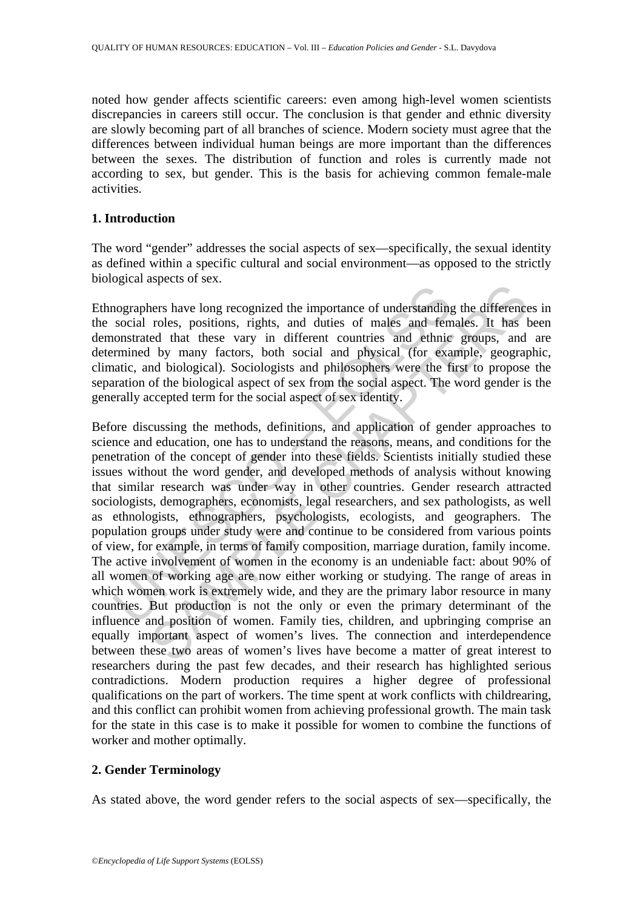noted how gender affects scientific careers: even among high-level women scientists discrepancies in careers still occur. The conclusion is that gender and ethnic diversity are slowly becoming part of all branches of science. Modern society must agree that the differences between individual human beings are more important than the differences between the sexes. The distribution of function and roles is currently made not according to sex, but gender. This is the basis for achieving common female-male activities.

## 1. Introduction

The word "gender" addresses the social aspects of sex—specifically, the sexual identity as defined within a specific cultural and social environment—as opposed to the strictly biological aspects of sex.

Ethnographers have long recognized the importance of understanding the differences in the social roles, positions, rights, and duties of males and females. It has been demonstrated that these vary in different countries and ethnic groups, and are determined by many factors, both social and physical (for example, geographic, climatic, and biological). Sociologists and philosophers were the first to propose the separation of the biological aspect of sex from the social aspect. The word gender is the generally accepted term for the social aspect of sex identity.

Before discussing the methods, definitions, and application of gender approaches to science and education, one has to understand the reasons, means, and conditions for the penetration of the concept of gender into these fields. Scientists initially studied these issues without the word gender, and developed methods of analysis without knowing that similar research was under way in other countries. Gender research attracted sociologists, demographers, economists, legal researchers, and sex pathologists, as well as ethnologists, ethnographers, psychologists, ecologists, and geographers. The population groups under study were and continue to be considered from various points of view, for example, in terms of family composition, marriage duration, family income. The active involvement of women in the economy is an undeniable fact: about 90% of all women of working age are now either working or studying. The range of areas in which women work is extremely wide, and they are the primary labor resource in many countries. But production is not the only or even the primary determinant of the influence and position of women. Family ties, children, and upbringing comprise an equally important aspect of women's lives. The connection and interdependence between these two areas of women's lives have become a matter of great interest to researchers during the past few decades, and their research has highlighted serious contradictions. Modern production requires a higher degree of professional qualifications on the part of workers. The time spent at work conflicts with childrearing, and this conflict can prohibit women from achieving professional growth. The main task for the state in this case is to make it possible for women to combine the functions of worker and mother optimally.

## 2. Gender Terminology

As stated above, the word gender refers to the social aspects of sex—specifically, the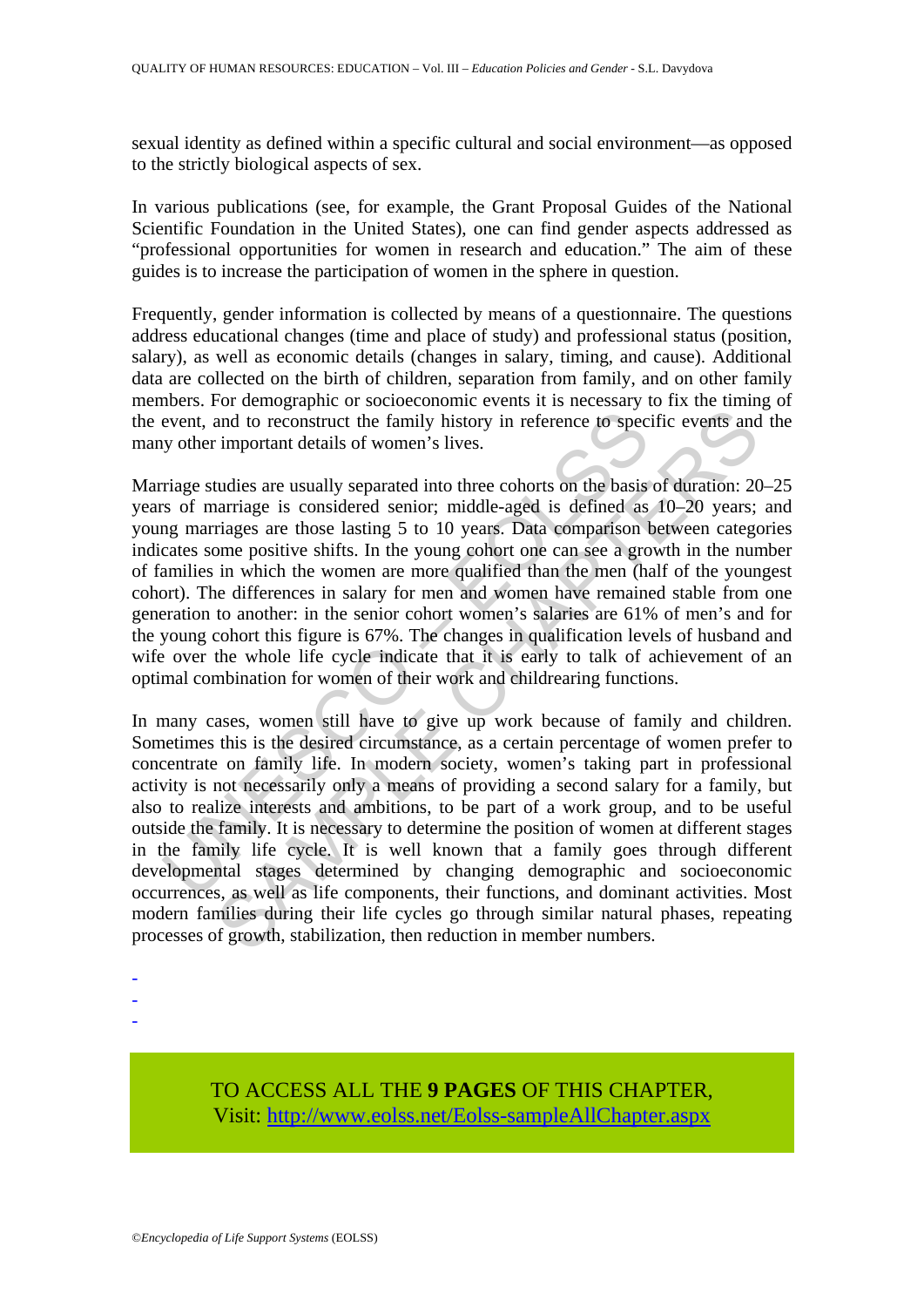sexual identity as defined within a specific cultural and social environment—as opposed to the strictly biological aspects of sex.

In various publications (see, for example, the Grant Proposal Guides of the National Scientific Foundation in the United States), one can find gender aspects addressed as "professional opportunities for women in research and education." The aim of these guides is to increase the participation of women in the sphere in question.

Frequently, gender information is collected by means of a questionnaire. The questions address educational changes (time and place of study) and professional status (position, salary), as well as economic details (changes in salary, timing, and cause). Additional data are collected on the birth of children, separation from family, and on other family members. For demographic or socioeconomic events it is necessary to fix the timing of the event, and to reconstruct the family history in reference to specific events and the many other important details of women's lives.

Marriage studies are usually separated into three cohorts on the basis of duration: 20–25 years of marriage is considered senior; middle-aged is defined as 10–20 years; and young marriages are those lasting 5 to 10 years. Data comparison between categories indicates some positive shifts. In the young cohort one can see a growth in the number of families in which the women are more qualified than the men (half of the youngest cohort). The differences in salary for men and women have remained stable from one generation to another: in the senior cohort women's salaries are 61% of men's and for the young cohort this figure is 67%. The changes in qualification levels of husband and wife over the whole life cycle indicate that it is early to talk of achievement of an optimal combination for women of their work and childrearing functions.

In many cases, women still have to give up work because of family and children. Sometimes this is the desired circumstance, as a certain percentage of women prefer to concentrate on family life. In modern society, women's taking part in professional activity is not necessarily only a means of providing a second salary for a family, but also to realize interests and ambitions, to be part of a work group, and to be useful outside the family. It is necessary to determine the position of women at different stages in the family life cycle. It is well known that a family goes through different developmental stages determined by changing demographic and socioeconomic occurrences, as well as life components, their functions, and dominant activities. Most modern families during their life cycles go through similar natural phases, repeating processes of growth, stabilization, then reduction in member numbers.

-
-
-

TO ACCESS ALL THE **9 PAGES** OF THIS CHAPTER,
Visit: http://www.eolss.net/Eolss-sampleAllChapter.aspx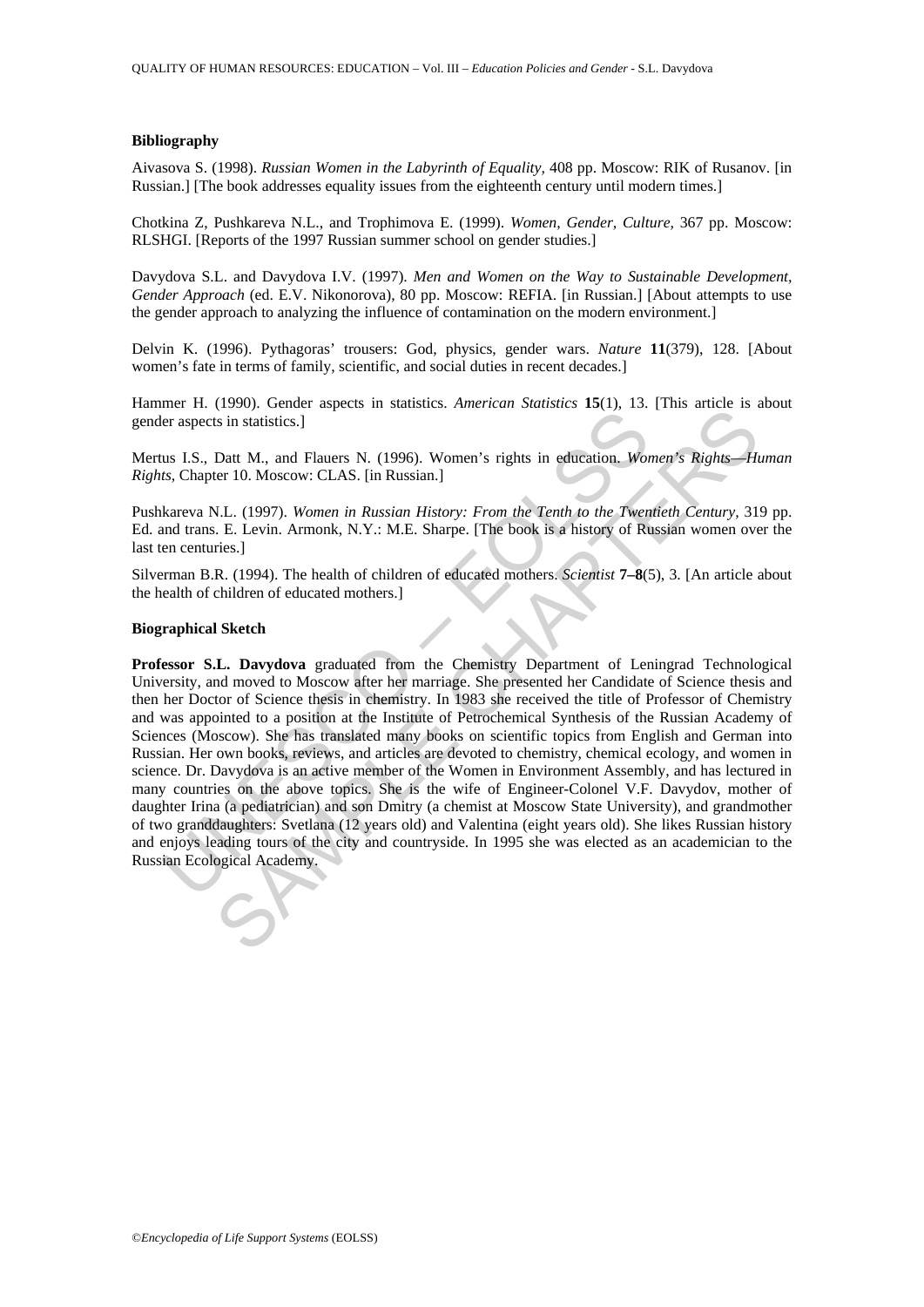### Bibliography

Aivasova S. (1998). *Russian Women in the Labyrinth of Equality*, 408 pp. Moscow: RIK of Rusanov. [in Russian.] [The book addresses equality issues from the eighteenth century until modern times.]

Chotkina Z, Pushkareva N.L., and Trophimova E. (1999). *Women, Gender, Culture*, 367 pp. Moscow: RLSHGI. [Reports of the 1997 Russian summer school on gender studies.]

Davydova S.L. and Davydova I.V. (1997). *Men and Women on the Way to Sustainable Development, Gender Approach* (ed. E.V. Nikonorova), 80 pp. Moscow: REFIA. [in Russian.] [About attempts to use the gender approach to analyzing the influence of contamination on the modern environment.]

Delvin K. (1996). Pythagoras' trousers: God, physics, gender wars. *Nature* **11**(379), 128. [About women's fate in terms of family, scientific, and social duties in recent decades.]

Hammer H. (1990). Gender aspects in statistics. *American Statistics* **15**(1), 13. [This article is about gender aspects in statistics.]

Mertus I.S., Datt M., and Flauers N. (1996). Women's rights in education. *Women's Rights—Human Rights*, Chapter 10. Moscow: CLAS. [in Russian.]

Pushkareva N.L. (1997). *Women in Russian History: From the Tenth to the Twentieth Century*, 319 pp. Ed. and trans. E. Levin. Armonk, N.Y.: M.E. Sharpe. [The book is a history of Russian women over the last ten centuries.]

Silverman B.R. (1994). The health of children of educated mothers. *Scientist* **7–8**(5), 3. [An article about the health of children of educated mothers.]

### Biographical Sketch

**Professor S.L. Davydova** graduated from the Chemistry Department of Leningrad Technological University, and moved to Moscow after her marriage. She presented her Candidate of Science thesis and then her Doctor of Science thesis in chemistry. In 1983 she received the title of Professor of Chemistry and was appointed to a position at the Institute of Petrochemical Synthesis of the Russian Academy of Sciences (Moscow). She has translated many books on scientific topics from English and German into Russian. Her own books, reviews, and articles are devoted to chemistry, chemical ecology, and women in science. Dr. Davydova is an active member of the Women in Environment Assembly, and has lectured in many countries on the above topics. She is the wife of Engineer-Colonel V.F. Davydov, mother of daughter Irina (a pediatrician) and son Dmitry (a chemist at Moscow State University), and grandmother of two granddaughters: Svetlana (12 years old) and Valentina (eight years old). She likes Russian history and enjoys leading tours of the city and countryside. In 1995 she was elected as an academician to the Russian Ecological Academy.